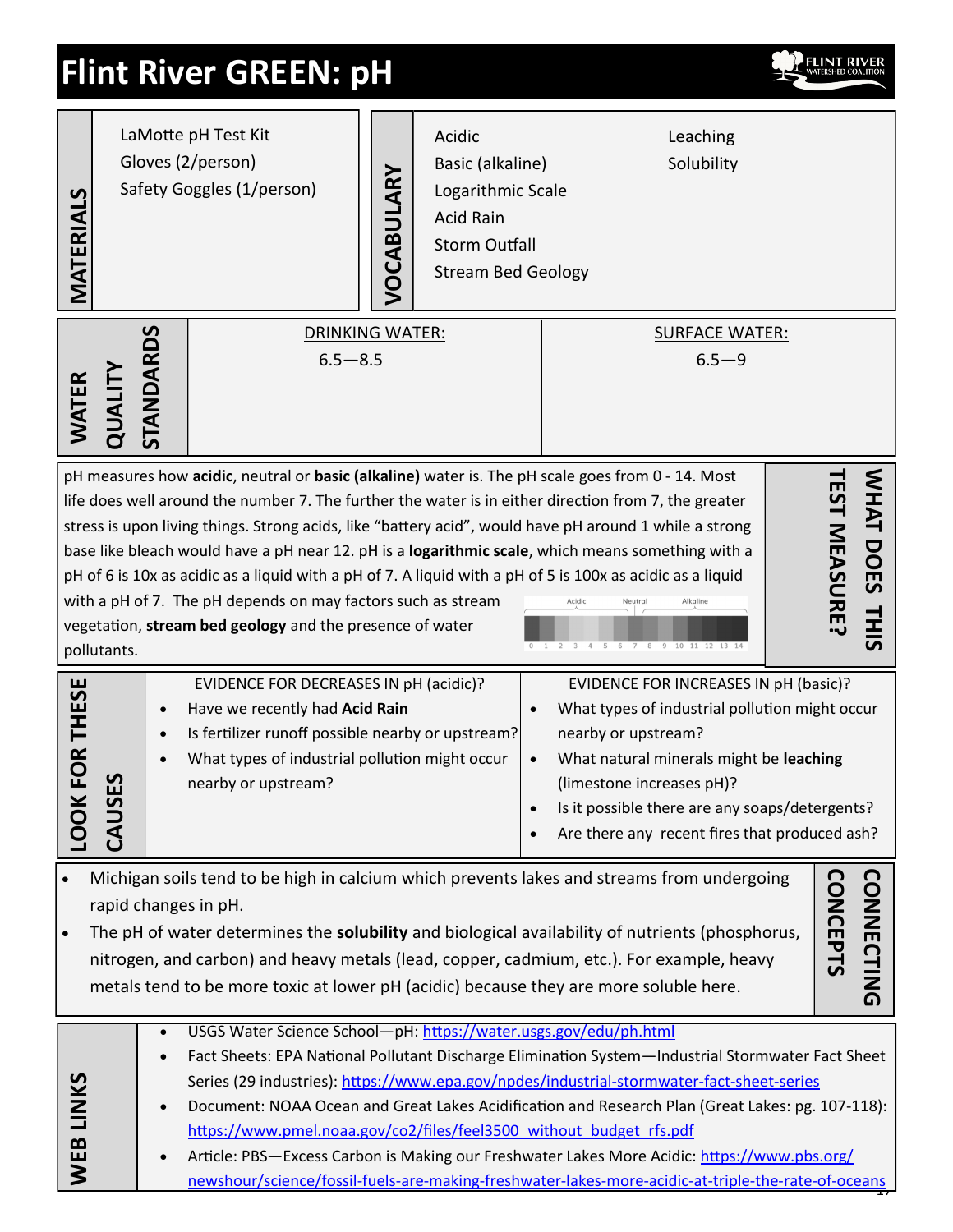# Flint River GREEN: pH

## MATERIALS

- LaMotte pH Test Kit
- Gloves (2/person)
- Safety Goggles (1/person)

## VOCABULARY

- Acidic
- Basic (alkaline)
- Logarithmic Scale
- Acid Rain
- Storm Outfall
- Stream Bed Geology
- Leaching
- Solubility

## WATER QUALITY STANDARDS

| DRINKING WATER: | SURFACE WATER: |
|---|---|
| 6.5—8.5 | 6.5—9 |

## WHAT DOES THIS TEST MEASURE?

pH measures how **acidic**, neutral or **basic (alkaline)** water is. The pH scale goes from 0 - 14. Most life does well around the number 7. The further the water is in either direction from 7, the greater stress is upon living things. Strong acids, like "battery acid", would have pH around 1 while a strong base like bleach would have a pH near 12. pH is a **logarithmic scale**, which means something with a pH of 6 is 10x as acidic as a liquid with a pH of 7. A liquid with a pH of 5 is 100x as acidic as a liquid with a pH of 7. The pH depends on may factors such as stream vegetation, **stream bed geology** and the presence of water pollutants.

Acidic — Neutral — Alkaline

0 1 2 3 4 5 6 7 8 9 10 11 12 13 14

## LOOK FOR THESE CAUSES

**EVIDENCE FOR DECREASES IN pH (acidic)?**

- Have we recently had **Acid Rain**
- Is fertilizer runoff possible nearby or upstream?
- What types of industrial pollution might occur nearby or upstream?

**EVIDENCE FOR INCREASES IN pH (basic)?**

- What types of industrial pollution might occur nearby or upstream?
- What natural minerals might be **leaching** (limestone increases pH)?
- Is it possible there are any soaps/detergents?
- Are there any recent fires that produced ash?

## CONNECTING CONCEPTS

- Michigan soils tend to be high in calcium which prevents lakes and streams from undergoing rapid changes in pH.
- The pH of water determines the **solubility** and biological availability of nutrients (phosphorus, nitrogen, and carbon) and heavy metals (lead, copper, cadmium, etc.). For example, heavy metals tend to be more toxic at lower pH (acidic) because they are more soluble here.

## WEB LINKS

- USGS Water Science School—pH: https://water.usgs.gov/edu/ph.html
- Fact Sheets: EPA National Pollutant Discharge Elimination System—Industrial Stormwater Fact Sheet Series (29 industries): https://www.epa.gov/npdes/industrial-stormwater-fact-sheet-series
- Document: NOAA Ocean and Great Lakes Acidification and Research Plan (Great Lakes: pg. 107-118): https://www.pmel.noaa.gov/co2/files/feel3500_without_budget_rfs.pdf
- Article: PBS—Excess Carbon is Making our Freshwater Lakes More Acidic: https://www.pbs.org/newshour/science/fossil-fuels-are-making-freshwater-lakes-more-acidic-at-triple-the-rate-of-oceans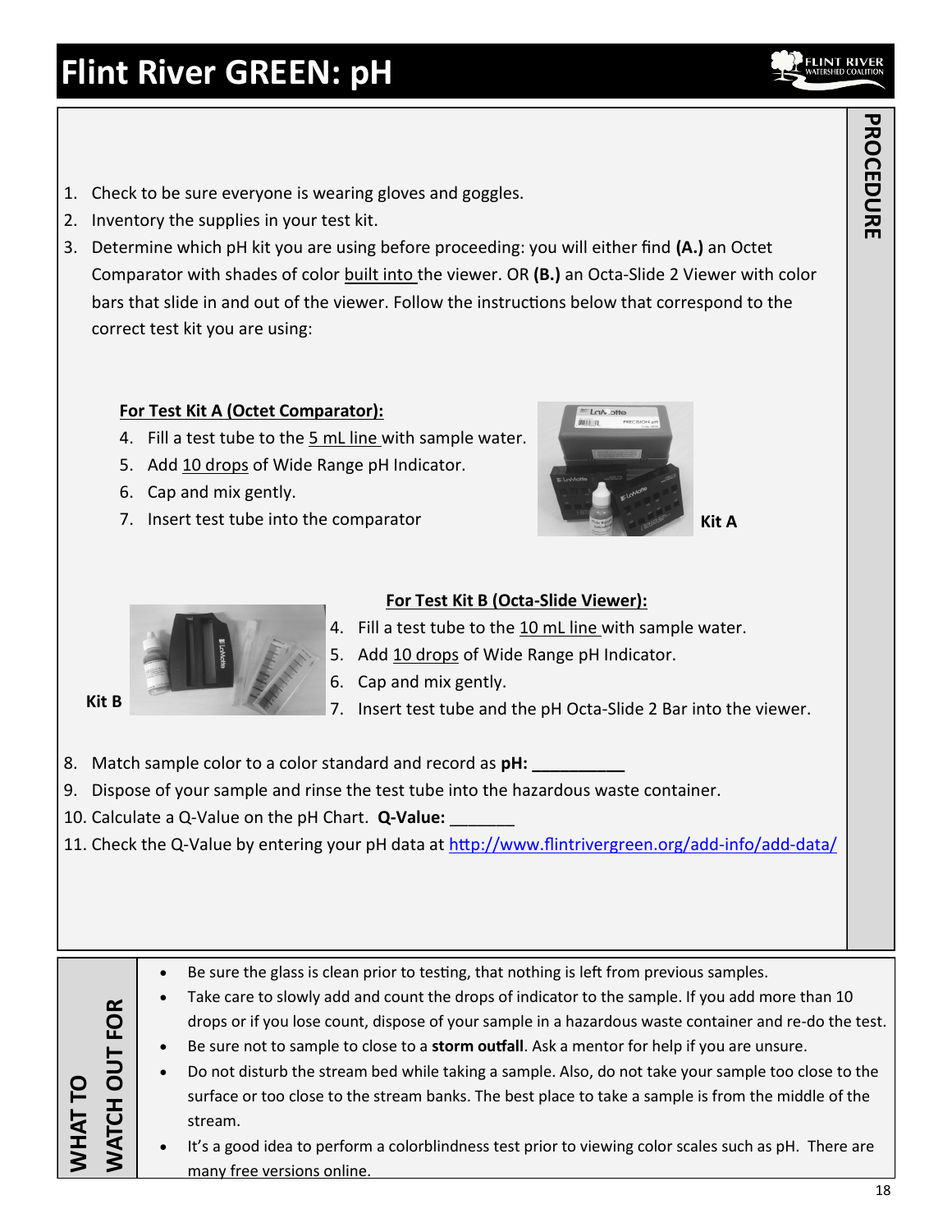# Flint River GREEN: pH

## PROCEDURE

1. Check to be sure everyone is wearing gloves and goggles.
2. Inventory the supplies in your test kit.
3. Determine which pH kit you are using before proceeding: you will either find **(A.)** an Octet Comparator with shades of color built into the viewer. OR **(B.)** an Octa-Slide 2 Viewer with color bars that slide in and out of the viewer. Follow the instructions below that correspond to the correct test kit you are using:

**For Test Kit A (Octet Comparator):**

4. Fill a test tube to the 5 mL line with sample water.
5. Add 10 drops of Wide Range pH Indicator.
6. Cap and mix gently.
7. Insert test tube into the comparator

Kit A

**For Test Kit B (Octa-Slide Viewer):**

4. Fill a test tube to the 10 mL line with sample water.
5. Add 10 drops of Wide Range pH Indicator.
6. Cap and mix gently.
7. Insert test tube and the pH Octa-Slide 2 Bar into the viewer.

Kit B

8. Match sample color to a color standard and record as **pH: __________**
9. Dispose of your sample and rinse the test tube into the hazardous waste container.
10. Calculate a Q-Value on the pH Chart. **Q-Value:** _______
11. Check the Q-Value by entering your pH data at http://www.flintrivergreen.org/add-info/add-data/

## WHAT TO WATCH OUT FOR

- Be sure the glass is clean prior to testing, that nothing is left from previous samples.
- Take care to slowly add and count the drops of indicator to the sample. If you add more than 10 drops or if you lose count, dispose of your sample in a hazardous waste container and re-do the test.
- Be sure not to sample to close to a **storm outfall**. Ask a mentor for help if you are unsure.
- Do not disturb the stream bed while taking a sample. Also, do not take your sample too close to the surface or too close to the stream banks. The best place to take a sample is from the middle of the stream.
- It's a good idea to perform a colorblindness test prior to viewing color scales such as pH. There are many free versions online.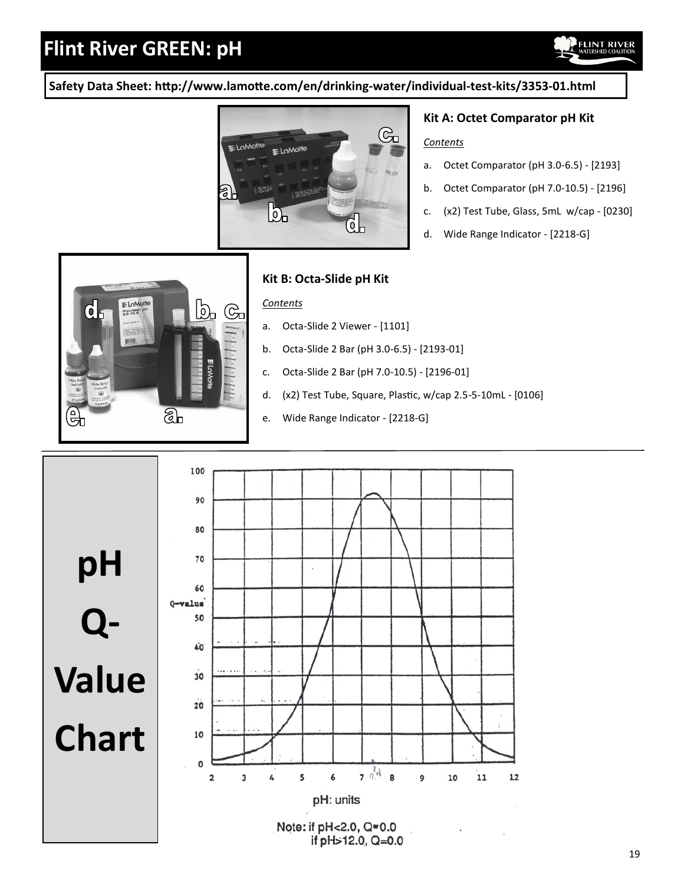# Flint River GREEN: pH

**Safety Data Sheet: http://www.lamotte.com/en/drinking-water/individual-test-kits/3353-01.html**

### Kit A: Octet Comparator pH Kit

*Contents*

a. Octet Comparator (pH 3.0-6.5) - [2193]
b. Octet Comparator (pH 7.0-10.5) - [2196]
c. (x2) Test Tube, Glass, 5mL w/cap - [0230]
d. Wide Range Indicator - [2218-G]

### Kit B: Octa-Slide pH Kit

*Contents*

a. Octa-Slide 2 Viewer - [1101]
b. Octa-Slide 2 Bar (pH 3.0-6.5) - [2193-01]
c. Octa-Slide 2 Bar (pH 7.0-10.5) - [2196-01]
d. (x2) Test Tube, Square, Plastic, w/cap 2.5-5-10mL - [0106]
e. Wide Range Indicator - [2218-G]

## pH Q-Value Chart

Q-value

100
90
80
70
60
50
40
30
20
10
0

2 3 4 5 6 7 8 9 10 11 12

pH: units

Note: if pH<2.0, Q=0.0
if pH>12.0, Q=0.0